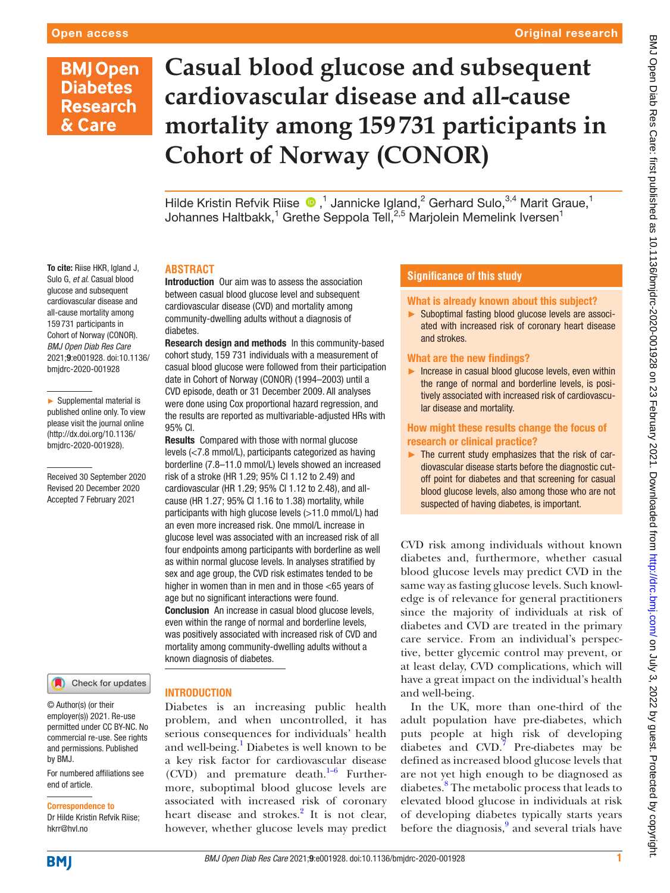# Casual blood glucose and subsequent cardiovascular disease and all-cause mortality among 159 731 participants in Cohort of Norway (CONOR)

Hilde Kristin Refvik Riise [1], Jannicke Igland [2], Gerhard Sulo [3,4], Marit Graue [1], Johannes Haltbakk [1], Grethe Seppola Tell [2,5], Marjolein Memelink Iversen [1]

**To cite:** Riise HKR, Igland J, Sulo G, *et al*. Casual blood glucose and subsequent cardiovascular disease and all-cause mortality among 159 731 participants in Cohort of Norway (CONOR). *BMJ Open Diab Res Care* 2021;**9**:e001928. doi:10.1136/bmjdrc-2020-001928

► Supplemental material is published online only. To view please visit the journal online (http://dx.doi.org/10.1136/bmjdrc-2020-001928).

Received 30 September 2020
Revised 20 December 2020
Accepted 7 February 2021

## ABSTRACT

**Introduction** Our aim was to assess the association between casual blood glucose level and subsequent cardiovascular disease (CVD) and mortality among community-dwelling adults without a diagnosis of diabetes.

**Research design and methods** In this community-based cohort study, 159 731 individuals with a measurement of casual blood glucose were followed from their participation date in Cohort of Norway (CONOR) (1994–2003) until a CVD episode, death or 31 December 2009. All analyses were done using Cox proportional hazard regression, and the results are reported as multivariable-adjusted HRs with 95% CI.

**Results** Compared with those with normal glucose levels (<7.8 mmol/L), participants categorized as having borderline (7.8–11.0 mmol/L) levels showed an increased risk of a stroke (HR 1.29; 95% CI 1.12 to 2.49) and cardiovascular (HR 1.29; 95% CI 1.12 to 2.48), and all-cause (HR 1.27; 95% CI 1.16 to 1.38) mortality, while participants with high glucose levels (>11.0 mmol/L) had an even more increased risk. One mmol/L increase in glucose level was associated with an increased risk of all four endpoints among participants with borderline as well as within normal glucose levels. In analyses stratified by sex and age group, the CVD risk estimates tended to be higher in women than in men and in those <65 years of age but no significant interactions were found.

**Conclusion** An increase in casual blood glucose levels, even within the range of normal and borderline levels, was positively associated with increased risk of CVD and mortality among community-dwelling adults without a known diagnosis of diabetes.

## Significance of this study

### What is already known about this subject?

► Suboptimal fasting blood glucose levels are associated with increased risk of coronary heart disease and strokes.

### What are the new findings?

► Increase in casual blood glucose levels, even within the range of normal and borderline levels, is positively associated with increased risk of cardiovascular disease and mortality.

### How might these results change the focus of research or clinical practice?

► The current study emphasizes that the risk of cardiovascular disease starts before the diagnostic cutoff point for diabetes and that screening for casual blood glucose levels, also among those who are not suspected of having diabetes, is important.

## INTRODUCTION

Diabetes is an increasing public health problem, and when uncontrolled, it has serious consequences for individuals' health and well-being.[1] Diabetes is well known to be a key risk factor for cardiovascular disease (CVD) and premature death.[1–6] Furthermore, suboptimal blood glucose levels are associated with increased risk of coronary heart disease and strokes.[2] It is not clear, however, whether glucose levels may predict CVD risk among individuals without known diabetes and, furthermore, whether casual blood glucose levels may predict CVD in the same way as fasting glucose levels. Such knowledge is of relevance for general practitioners since the majority of individuals at risk of diabetes and CVD are treated in the primary care service. From an individual's perspective, better glycemic control may prevent, or at least delay, CVD complications, which will have a great impact on the individual's health and well-being.

In the UK, more than one-third of the adult population have pre-diabetes, which puts people at high risk of developing diabetes and CVD.[7] Pre-diabetes may be defined as increased blood glucose levels that are not yet high enough to be diagnosed as diabetes.[8] The metabolic process that leads to elevated blood glucose in individuals at risk of developing diabetes typically starts years before the diagnosis,[9] and several trials have

© Author(s) (or their employer(s)) 2021. Re-use permitted under CC BY-NC. No commercial re-use. See rights and permissions. Published by BMJ.

For numbered affiliations see end of article.

**Correspondence to**
Dr Hilde Kristin Refvik Riise; hkrr@hvl.no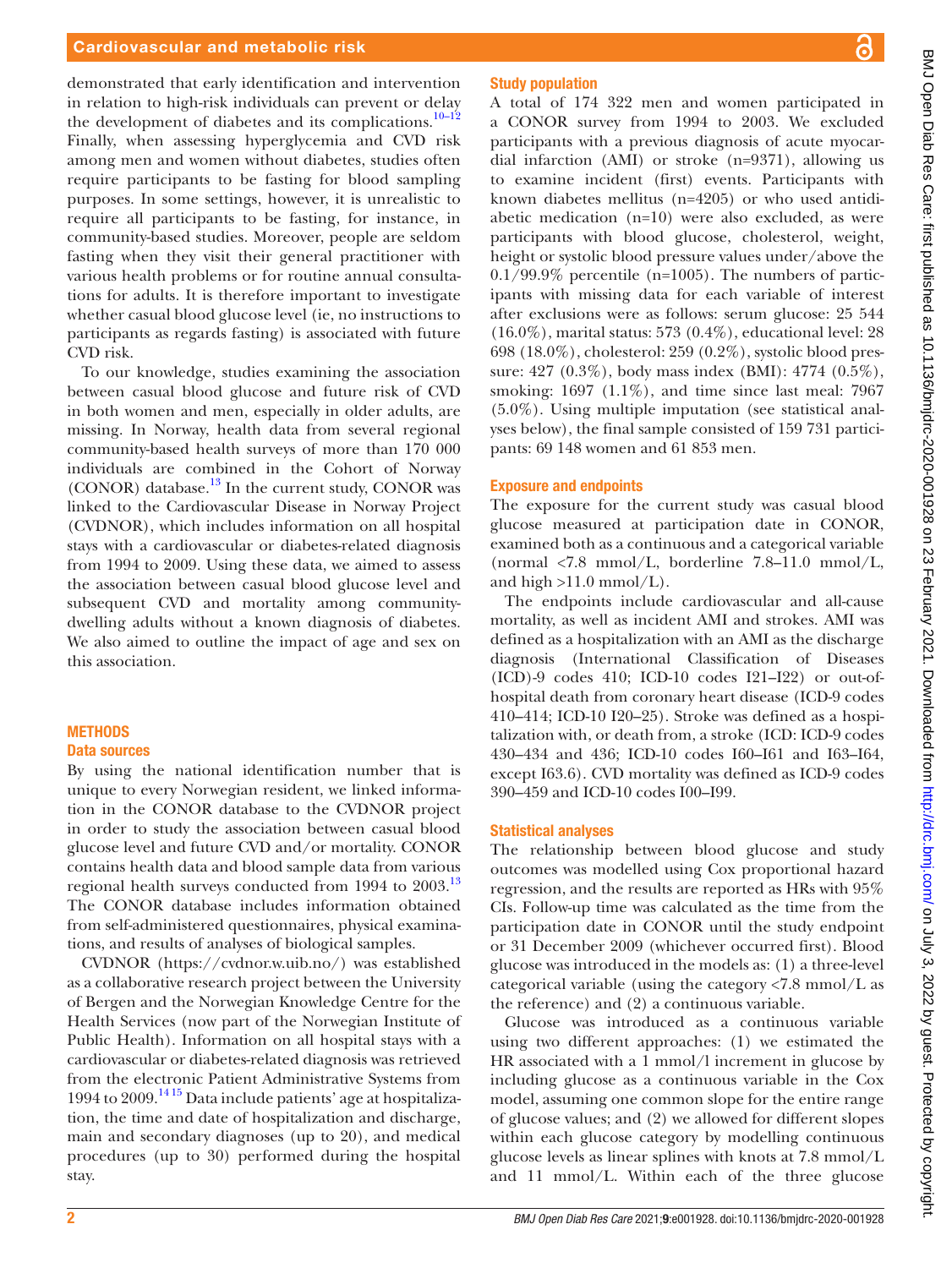demonstrated that early identification and intervention in relation to high-risk individuals can prevent or delay the development of diabetes and its complications.[10–12] Finally, when assessing hyperglycemia and CVD risk among men and women without diabetes, studies often require participants to be fasting for blood sampling purposes. In some settings, however, it is unrealistic to require all participants to be fasting, for instance, in community-based studies. Moreover, people are seldom fasting when they visit their general practitioner with various health problems or for routine annual consultations for adults. It is therefore important to investigate whether casual blood glucose level (ie, no instructions to participants as regards fasting) is associated with future CVD risk.

To our knowledge, studies examining the association between casual blood glucose and future risk of CVD in both women and men, especially in older adults, are missing. In Norway, health data from several regional community-based health surveys of more than 170 000 individuals are combined in the Cohort of Norway (CONOR) database.[13] In the current study, CONOR was linked to the Cardiovascular Disease in Norway Project (CVDNOR), which includes information on all hospital stays with a cardiovascular or diabetes-related diagnosis from 1994 to 2009. Using these data, we aimed to assess the association between casual blood glucose level and subsequent CVD and mortality among community-dwelling adults without a known diagnosis of diabetes. We also aimed to outline the impact of age and sex on this association.

## METHODS

### Data sources

By using the national identification number that is unique to every Norwegian resident, we linked information in the CONOR database to the CVDNOR project in order to study the association between casual blood glucose level and future CVD and/or mortality. CONOR contains health data and blood sample data from various regional health surveys conducted from 1994 to 2003.[13] The CONOR database includes information obtained from self-administered questionnaires, physical examinations, and results of analyses of biological samples.

CVDNOR (https://cvdnor.w.uib.no/) was established as a collaborative research project between the University of Bergen and the Norwegian Knowledge Centre for the Health Services (now part of the Norwegian Institute of Public Health). Information on all hospital stays with a cardiovascular or diabetes-related diagnosis was retrieved from the electronic Patient Administrative Systems from 1994 to 2009.[14,15] Data include patients' age at hospitalization, the time and date of hospitalization and discharge, main and secondary diagnoses (up to 20), and medical procedures (up to 30) performed during the hospital stay.

### Study population

A total of 174 322 men and women participated in a CONOR survey from 1994 to 2003. We excluded participants with a previous diagnosis of acute myocardial infarction (AMI) or stroke (n=9371), allowing us to examine incident (first) events. Participants with known diabetes mellitus (n=4205) or who used antidiabetic medication (n=10) were also excluded, as were participants with blood glucose, cholesterol, weight, height or systolic blood pressure values under/above the 0.1/99.9% percentile (n=1005). The numbers of participants with missing data for each variable of interest after exclusions were as follows: serum glucose: 25 544 (16.0%), marital status: 573 (0.4%), educational level: 28 698 (18.0%), cholesterol: 259 (0.2%), systolic blood pressure: 427 (0.3%), body mass index (BMI): 4774 (0.5%), smoking: 1697 (1.1%), and time since last meal: 7967 (5.0%). Using multiple imputation (see statistical analyses below), the final sample consisted of 159 731 participants: 69 148 women and 61 853 men.

### Exposure and endpoints

The exposure for the current study was casual blood glucose measured at participation date in CONOR, examined both as a continuous and a categorical variable (normal <7.8 mmol/L, borderline 7.8–11.0 mmol/L, and high >11.0 mmol/L).

The endpoints include cardiovascular and all-cause mortality, as well as incident AMI and strokes. AMI was defined as a hospitalization with an AMI as the discharge diagnosis (International Classification of Diseases (ICD)-9 codes 410; ICD-10 codes I21–I22) or out-of-hospital death from coronary heart disease (ICD-9 codes 410–414; ICD-10 I20–25). Stroke was defined as a hospitalization with, or death from, a stroke (ICD: ICD-9 codes 430–434 and 436; ICD-10 codes I60–I61 and I63–I64, except I63.6). CVD mortality was defined as ICD-9 codes 390–459 and ICD-10 codes I00–I99.

### Statistical analyses

The relationship between blood glucose and study outcomes was modelled using Cox proportional hazard regression, and the results are reported as HRs with 95% CIs. Follow-up time was calculated as the time from the participation date in CONOR until the study endpoint or 31 December 2009 (whichever occurred first). Blood glucose was introduced in the models as: (1) a three-level categorical variable (using the category <7.8 mmol/L as the reference) and (2) a continuous variable.

Glucose was introduced as a continuous variable using two different approaches: (1) we estimated the HR associated with a 1 mmol/l increment in glucose by including glucose as a continuous variable in the Cox model, assuming one common slope for the entire range of glucose values; and (2) we allowed for different slopes within each glucose category by modelling continuous glucose levels as linear splines with knots at 7.8 mmol/L and 11 mmol/L. Within each of the three glucose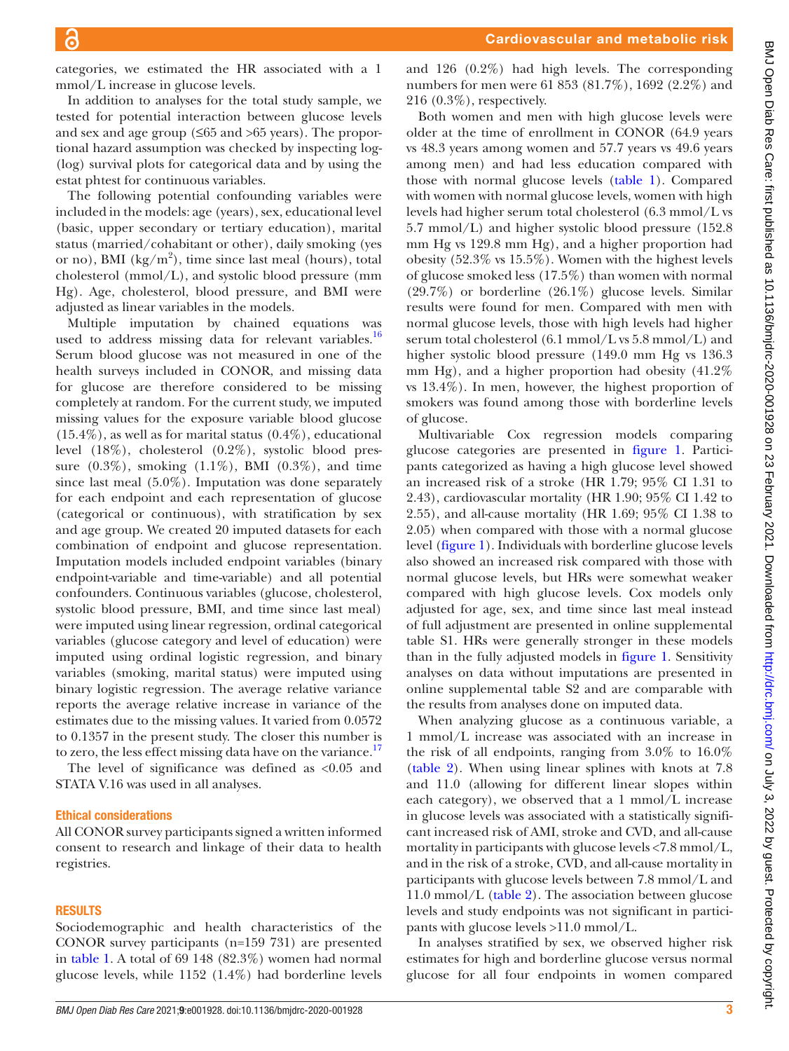categories, we estimated the HR associated with a 1 mmol/L increase in glucose levels.

In addition to analyses for the total study sample, we tested for potential interaction between glucose levels and sex and age group (≤65 and >65 years). The proportional hazard assumption was checked by inspecting log-(log) survival plots for categorical data and by using the estat phtest for continuous variables.

The following potential confounding variables were included in the models: age (years), sex, educational level (basic, upper secondary or tertiary education), marital status (married/cohabitant or other), daily smoking (yes or no), BMI (kg/m$^2$), time since last meal (hours), total cholesterol (mmol/L), and systolic blood pressure (mm Hg). Age, cholesterol, blood pressure, and BMI were adjusted as linear variables in the models.

Multiple imputation by chained equations was used to address missing data for relevant variables.[16] Serum blood glucose was not measured in one of the health surveys included in CONOR, and missing data for glucose are therefore considered to be missing completely at random. For the current study, we imputed missing values for the exposure variable blood glucose (15.4%), as well as for marital status (0.4%), educational level (18%), cholesterol (0.2%), systolic blood pressure (0.3%), smoking (1.1%), BMI (0.3%), and time since last meal (5.0%). Imputation was done separately for each endpoint and each representation of glucose (categorical or continuous), with stratification by sex and age group. We created 20 imputed datasets for each combination of endpoint and glucose representation. Imputation models included endpoint variables (binary endpoint-variable and time-variable) and all potential confounders. Continuous variables (glucose, cholesterol, systolic blood pressure, BMI, and time since last meal) were imputed using linear regression, ordinal categorical variables (glucose category and level of education) were imputed using ordinal logistic regression, and binary variables (smoking, marital status) were imputed using binary logistic regression. The average relative variance reports the average relative increase in variance of the estimates due to the missing values. It varied from 0.0572 to 0.1357 in the present study. The closer this number is to zero, the less effect missing data have on the variance.[17]

The level of significance was defined as <0.05 and STATA V.16 was used in all analyses.

### Ethical considerations

All CONOR survey participants signed a written informed consent to research and linkage of their data to health registries.

## RESULTS

Sociodemographic and health characteristics of the CONOR survey participants (n=159 731) are presented in table 1. A total of 69 148 (82.3%) women had normal glucose levels, while 1152 (1.4%) had borderline levels and 126 (0.2%) had high levels. The corresponding numbers for men were 61 853 (81.7%), 1692 (2.2%) and 216 (0.3%), respectively.

Both women and men with high glucose levels were older at the time of enrollment in CONOR (64.9 years vs 48.3 years among women and 57.7 years vs 49.6 years among men) and had less education compared with those with normal glucose levels (table 1). Compared with women with normal glucose levels, women with high levels had higher serum total cholesterol (6.3 mmol/L vs 5.7 mmol/L) and higher systolic blood pressure (152.8 mm Hg vs 129.8 mm Hg), and a higher proportion had obesity (52.3% vs 15.5%). Women with the highest levels of glucose smoked less (17.5%) than women with normal (29.7%) or borderline (26.1%) glucose levels. Similar results were found for men. Compared with men with normal glucose levels, those with high levels had higher serum total cholesterol (6.1 mmol/L vs 5.8 mmol/L) and higher systolic blood pressure (149.0 mm Hg vs 136.3 mm Hg), and a higher proportion had obesity (41.2% vs 13.4%). In men, however, the highest proportion of smokers was found among those with borderline levels of glucose.

Multivariable Cox regression models comparing glucose categories are presented in figure 1. Participants categorized as having a high glucose level showed an increased risk of a stroke (HR 1.79; 95% CI 1.31 to 2.43), cardiovascular mortality (HR 1.90; 95% CI 1.42 to 2.55), and all-cause mortality (HR 1.69; 95% CI 1.38 to 2.05) when compared with those with a normal glucose level (figure 1). Individuals with borderline glucose levels also showed an increased risk compared with those with normal glucose levels, but HRs were somewhat weaker compared with high glucose levels. Cox models only adjusted for age, sex, and time since last meal instead of full adjustment are presented in online supplemental table S1. HRs were generally stronger in these models than in the fully adjusted models in figure 1. Sensitivity analyses on data without imputations are presented in online supplemental table S2 and are comparable with the results from analyses done on imputed data.

When analyzing glucose as a continuous variable, a 1 mmol/L increase was associated with an increase in the risk of all endpoints, ranging from 3.0% to 16.0% (table 2). When using linear splines with knots at 7.8 and 11.0 (allowing for different linear slopes within each category), we observed that a 1 mmol/L increase in glucose levels was associated with a statistically significant increased risk of AMI, stroke and CVD, and all-cause mortality in participants with glucose levels <7.8 mmol/L, and in the risk of a stroke, CVD, and all-cause mortality in participants with glucose levels between 7.8 mmol/L and 11.0 mmol/L (table 2). The association between glucose levels and study endpoints was not significant in participants with glucose levels >11.0 mmol/L.

In analyses stratified by sex, we observed higher risk estimates for high and borderline glucose versus normal glucose for all four endpoints in women compared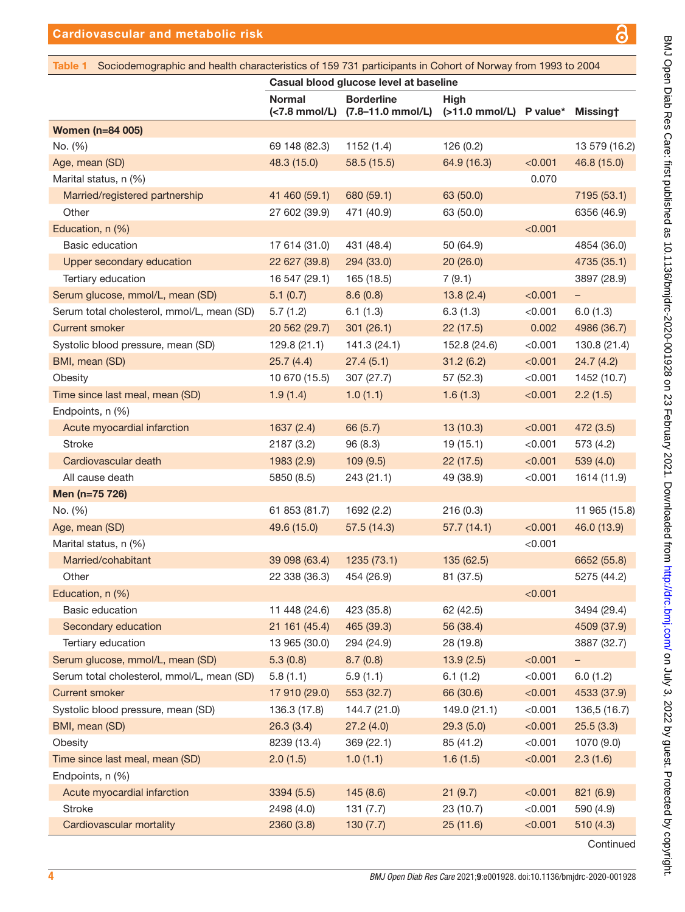Table 1 Sociodemographic and health characteristics of 159 731 participants in Cohort of Norway from 1993 to 2004

| | Casual blood glucose level at baseline | | | | |
|---|---|---|---|---|---|
| | Normal (<7.8 mmol/L) | Borderline (7.8–11.0 mmol/L) | High (>11.0 mmol/L) | P value* | Missing† |
| **Women (n=84 005)** | | | | | |
| No. (%) | 69 148 (82.3) | 1152 (1.4) | 126 (0.2) | | 13 579 (16.2) |
| Age, mean (SD) | 48.3 (15.0) | 58.5 (15.5) | 64.9 (16.3) | <0.001 | 46.8 (15.0) |
| Marital status, n (%) | | | | 0.070 | |
| Married/registered partnership | 41 460 (59.1) | 680 (59.1) | 63 (50.0) | | 7195 (53.1) |
| Other | 27 602 (39.9) | 471 (40.9) | 63 (50.0) | | 6356 (46.9) |
| Education, n (%) | | | | <0.001 | |
| Basic education | 17 614 (31.0) | 431 (48.4) | 50 (64.9) | | 4854 (36.0) |
| Upper secondary education | 22 627 (39.8) | 294 (33.0) | 20 (26.0) | | 4735 (35.1) |
| Tertiary education | 16 547 (29.1) | 165 (18.5) | 7 (9.1) | | 3897 (28.9) |
| Serum glucose, mmol/L, mean (SD) | 5.1 (0.7) | 8.6 (0.8) | 13.8 (2.4) | <0.001 | – |
| Serum total cholesterol, mmol/L, mean (SD) | 5.7 (1.2) | 6.1 (1.3) | 6.3 (1.3) | <0.001 | 6.0 (1.3) |
| Current smoker | 20 562 (29.7) | 301 (26.1) | 22 (17.5) | 0.002 | 4986 (36.7) |
| Systolic blood pressure, mean (SD) | 129.8 (21.1) | 141.3 (24.1) | 152.8 (24.6) | <0.001 | 130.8 (21.4) |
| BMI, mean (SD) | 25.7 (4.4) | 27.4 (5.1) | 31.2 (6.2) | <0.001 | 24.7 (4.2) |
| Obesity | 10 670 (15.5) | 307 (27.7) | 57 (52.3) | <0.001 | 1452 (10.7) |
| Time since last meal, mean (SD) | 1.9 (1.4) | 1.0 (1.1) | 1.6 (1.3) | <0.001 | 2.2 (1.5) |
| Endpoints, n (%) | | | | | |
| Acute myocardial infarction | 1637 (2.4) | 66 (5.7) | 13 (10.3) | <0.001 | 472 (3.5) |
| Stroke | 2187 (3.2) | 96 (8.3) | 19 (15.1) | <0.001 | 573 (4.2) |
| Cardiovascular death | 1983 (2.9) | 109 (9.5) | 22 (17.5) | <0.001 | 539 (4.0) |
| All cause death | 5850 (8.5) | 243 (21.1) | 49 (38.9) | <0.001 | 1614 (11.9) |
| **Men (n=75 726)** | | | | | |
| No. (%) | 61 853 (81.7) | 1692 (2.2) | 216 (0.3) | | 11 965 (15.8) |
| Age, mean (SD) | 49.6 (15.0) | 57.5 (14.3) | 57.7 (14.1) | <0.001 | 46.0 (13.9) |
| Marital status, n (%) | | | | <0.001 | |
| Married/cohabitant | 39 098 (63.4) | 1235 (73.1) | 135 (62.5) | | 6652 (55.8) |
| Other | 22 338 (36.3) | 454 (26.9) | 81 (37.5) | | 5275 (44.2) |
| Education, n (%) | | | | <0.001 | |
| Basic education | 11 448 (24.6) | 423 (35.8) | 62 (42.5) | | 3494 (29.4) |
| Secondary education | 21 161 (45.4) | 465 (39.3) | 56 (38.4) | | 4509 (37.9) |
| Tertiary education | 13 965 (30.0) | 294 (24.9) | 28 (19.8) | | 3887 (32.7) |
| Serum glucose, mmol/L, mean (SD) | 5.3 (0.8) | 8.7 (0.8) | 13.9 (2.5) | <0.001 | – |
| Serum total cholesterol, mmol/L, mean (SD) | 5.8 (1.1) | 5.9 (1.1) | 6.1 (1.2) | <0.001 | 6.0 (1.2) |
| Current smoker | 17 910 (29.0) | 553 (32.7) | 66 (30.6) | <0.001 | 4533 (37.9) |
| Systolic blood pressure, mean (SD) | 136.3 (17.8) | 144.7 (21.0) | 149.0 (21.1) | <0.001 | 136,5 (16.7) |
| BMI, mean (SD) | 26.3 (3.4) | 27.2 (4.0) | 29.3 (5.0) | <0.001 | 25.5 (3.3) |
| Obesity | 8239 (13.4) | 369 (22.1) | 85 (41.2) | <0.001 | 1070 (9.0) |
| Time since last meal, mean (SD) | 2.0 (1.5) | 1.0 (1.1) | 1.6 (1.5) | <0.001 | 2.3 (1.6) |
| Endpoints, n (%) | | | | | |
| Acute myocardial infarction | 3394 (5.5) | 145 (8.6) | 21 (9.7) | <0.001 | 821 (6.9) |
| Stroke | 2498 (4.0) | 131 (7.7) | 23 (10.7) | <0.001 | 590 (4.9) |
| Cardiovascular mortality | 2360 (3.8) | 130 (7.7) | 25 (11.6) | <0.001 | 510 (4.3) |

Continued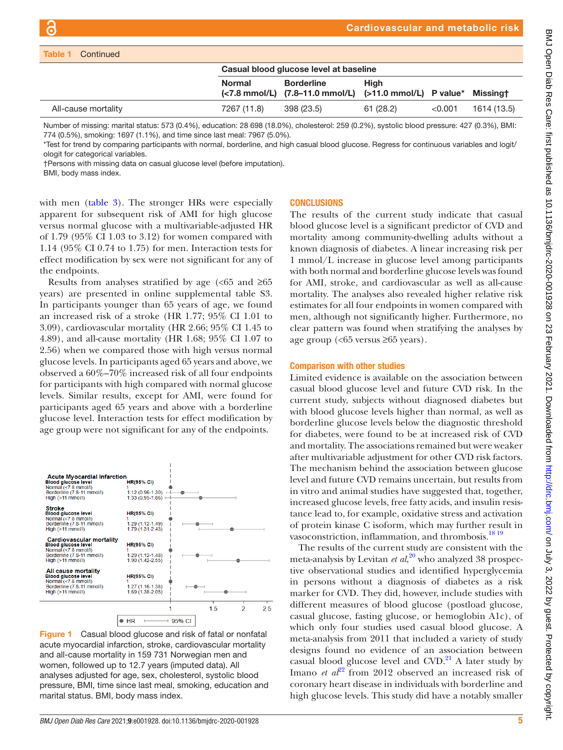**Table 1** Continued

| | Casual blood glucose level at baseline | | | | |
|---|---|---|---|---|---|
| | Normal (<7.8 mmol/L) | Borderline (7.8–11.0 mmol/L) | High (>11.0 mmol/L) | P value* | Missing† |
| All-cause mortality | 7267 (11.8) | 398 (23.5) | 61 (28.2) | <0.001 | 1614 (13.5) |

Number of missing: marital status: 573 (0.4%), education: 28 698 (18.0%), cholesterol: 259 (0.2%), systolic blood pressure: 427 (0.3%), BMI: 774 (0.5%), smoking: 1697 (1.1%), and time since last meal: 7967 (5.0%).
*Test for trend by comparing participants with normal, borderline, and high casual blood glucose. Regress for continuous variables and logit/ologit for categorical variables.
†Persons with missing data on casual glucose level (before imputation).
BMI, body mass index.

with men (table 3). The stronger HRs were especially apparent for subsequent risk of AMI for high glucose versus normal glucose with a multivariable-adjusted HR of 1.79 (95% CI 1.03 to 3.12) for women compared with 1.14 (95% CI 0.74 to 1.75) for men. Interaction tests for effect modification by sex were not significant for any of the endpoints.

Results from analyses stratified by age (<65 and ≥65 years) are presented in online supplemental table S3. In participants younger than 65 years of age, we found an increased risk of a stroke (HR 1.77; 95% CI 1.01 to 3.09), cardiovascular mortality (HR 2.66; 95% CI 1.45 to 4.89), and all-cause mortality (HR 1.68; 95% CI 1.07 to 2.56) when we compared those with high versus normal glucose levels. In participants aged 65 years and above, we observed a 60%–70% increased risk of all four endpoints for participants with high compared with normal glucose levels. Similar results, except for AMI, were found for participants aged 65 years and above with a borderline glucose level. Interaction tests for effect modification by age group were not significant for any of the endpoints.

| Blood glucose level | HR (95% CI) |
|---|---|
| **Acute Myocardial Infarction** | |
| Normal (<7.8 mmol/l) | 1 |
| Borderline (7.8-11 mmol/l) | 1.12 (0.96-1.30) |
| High (>11 mmol/l) | 1.33 (0.95-1.86) |
| **Stroke** | |
| Normal (<7.8 mmol/l) | 1 |
| Borderline (7.8-11 mmol/l) | 1.29 (1.12-1.49) |
| High (>11 mmol/l) | 1.79 (1.31-2.43) |
| **Cardiovascular mortality** | |
| Normal (<7.8 mmol/l) | 1 |
| Borderline (7.8-11 mmol/l) | 1.29 (1.12-1.48) |
| High (>11 mmol/l) | 1.90 (1.42-2.55) |
| **All cause mortality** | |
| Normal (<7.8 mmol/l) | 1 |
| Borderline (7.8-11 mmol/l) | 1.27 (1.16-1.38) |
| High (>11 mmol/l) | 1.69 (1.38-2.05) |

**Figure 1** Casual blood glucose and risk of fatal or nonfatal acute myocardial infarction, stroke, cardiovascular mortality and all-cause mortality in 159 731 Norwegian men and women, followed up to 12.7 years (imputed data). All analyses adjusted for age, sex, cholesterol, systolic blood pressure, BMI, time since last meal, smoking, education and marital status. BMI, body mass index.

## CONCLUSIONS

The results of the current study indicate that casual blood glucose level is a significant predictor of CVD and mortality among community-dwelling adults without a known diagnosis of diabetes. A linear increasing risk per 1 mmol/L increase in glucose level among participants with both normal and borderline glucose levels was found for AMI, stroke, and cardiovascular as well as all-cause mortality. The analyses also revealed higher relative risk estimates for all four endpoints in women compared with men, although not significantly higher. Furthermore, no clear pattern was found when stratifying the analyses by age group (<65 versus ≥65 years).

### Comparison with other studies

Limited evidence is available on the association between casual blood glucose level and future CVD risk. In the current study, subjects without diagnosed diabetes but with blood glucose levels higher than normal, as well as borderline glucose levels below the diagnostic threshold for diabetes, were found to be at increased risk of CVD and mortality. The associations remained but were weaker after multivariable adjustment for other CVD risk factors. The mechanism behind the association between glucose level and future CVD remains uncertain, but results from in vitro and animal studies have suggested that, together, increased glucose levels, free fatty acids, and insulin resistance lead to, for example, oxidative stress and activation of protein kinase C isoform, which may further result in vasoconstriction, inflammation, and thrombosis.[18 19]

The results of the current study are consistent with the meta-analysis by Levitan *et al*,[20] who analyzed 38 prospective observational studies and identified hyperglycemia in persons without a diagnosis of diabetes as a risk marker for CVD. They did, however, include studies with different measures of blood glucose (postload glucose, casual glucose, fasting glucose, or hemoglobin A1c), of which only four studies used casual blood glucose. A meta-analysis from 2011 that included a variety of study designs found no evidence of an association between casual blood glucose level and CVD.[21] A later study by Imano *et al*[22] from 2012 observed an increased risk of coronary heart disease in individuals with borderline and high glucose levels. This study did have a notably smaller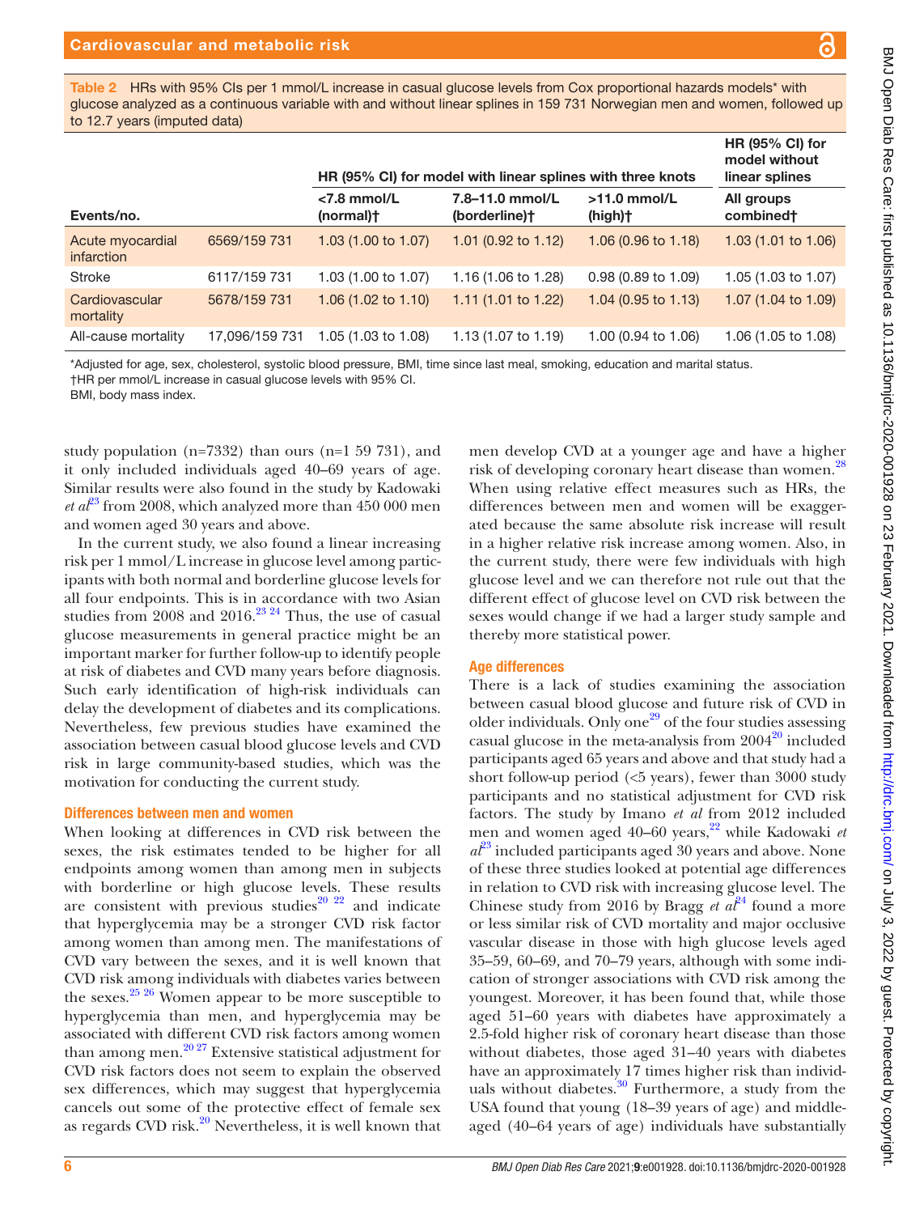Table 2 HRs with 95% CIs per 1 mmol/L increase in casual glucose levels from Cox proportional hazards models* with glucose analyzed as a continuous variable with and without linear splines in 159 731 Norwegian men and women, followed up to 12.7 years (imputed data)

| | | HR (95% CI) for model with linear splines with three knots | | | HR (95% CI) for model without linear splines |
|---|---|---|---|---|---|
| Events/no. | | <7.8 mmol/L (normal)† | 7.8–11.0 mmol/L (borderline)† | >11.0 mmol/L (high)† | All groups combined† |
| Acute myocardial infarction | 6569/159 731 | 1.03 (1.00 to 1.07) | 1.01 (0.92 to 1.12) | 1.06 (0.96 to 1.18) | 1.03 (1.01 to 1.06) |
| Stroke | 6117/159 731 | 1.03 (1.00 to 1.07) | 1.16 (1.06 to 1.28) | 0.98 (0.89 to 1.09) | 1.05 (1.03 to 1.07) |
| Cardiovascular mortality | 5678/159 731 | 1.06 (1.02 to 1.10) | 1.11 (1.01 to 1.22) | 1.04 (0.95 to 1.13) | 1.07 (1.04 to 1.09) |
| All-cause mortality | 17,096/159 731 | 1.05 (1.03 to 1.08) | 1.13 (1.07 to 1.19) | 1.00 (0.94 to 1.06) | 1.06 (1.05 to 1.08) |

*Adjusted for age, sex, cholesterol, systolic blood pressure, BMI, time since last meal, smoking, education and marital status.
†HR per mmol/L increase in casual glucose levels with 95% CI.
BMI, body mass index.

study population (n=7332) than ours (n=1 59 731), and it only included individuals aged 40–69 years of age. Similar results were also found in the study by Kadowaki *et al*[23] from 2008, which analyzed more than 450 000 men and women aged 30 years and above.

In the current study, we also found a linear increasing risk per 1 mmol/L increase in glucose level among participants with both normal and borderline glucose levels for all four endpoints. This is in accordance with two Asian studies from 2008 and 2016.[23,24] Thus, the use of casual glucose measurements in general practice might be an important marker for further follow-up to identify people at risk of diabetes and CVD many years before diagnosis. Such early identification of high-risk individuals can delay the development of diabetes and its complications. Nevertheless, few previous studies have examined the association between casual blood glucose levels and CVD risk in large community-based studies, which was the motivation for conducting the current study.

### Differences between men and women

When looking at differences in CVD risk between the sexes, the risk estimates tended to be higher for all endpoints among women than among men in subjects with borderline or high glucose levels. These results are consistent with previous studies[20,22] and indicate that hyperglycemia may be a stronger CVD risk factor among women than among men. The manifestations of CVD vary between the sexes, and it is well known that CVD risk among individuals with diabetes varies between the sexes.[25,26] Women appear to be more susceptible to hyperglycemia than men, and hyperglycemia may be associated with different CVD risk factors among women than among men.[20,27] Extensive statistical adjustment for CVD risk factors does not seem to explain the observed sex differences, which may suggest that hyperglycemia cancels out some of the protective effect of female sex as regards CVD risk.[20] Nevertheless, it is well known that men develop CVD at a younger age and have a higher risk of developing coronary heart disease than women.[28] When using relative effect measures such as HRs, the differences between men and women will be exaggerated because the same absolute risk increase will result in a higher relative risk increase among women. Also, in the current study, there were few individuals with high glucose level and we can therefore not rule out that the different effect of glucose level on CVD risk between the sexes would change if we had a larger study sample and thereby more statistical power.

### Age differences

There is a lack of studies examining the association between casual blood glucose and future risk of CVD in older individuals. Only one[29] of the four studies assessing casual glucose in the meta-analysis from 2004[20] included participants aged 65 years and above and that study had a short follow-up period (<5 years), fewer than 3000 study participants and no statistical adjustment for CVD risk factors. The study by Imano *et al* from 2012 included men and women aged 40–60 years,[22] while Kadowaki *et al*[23] included participants aged 30 years and above. None of these three studies looked at potential age differences in relation to CVD risk with increasing glucose level. The Chinese study from 2016 by Bragg *et al*[24] found a more or less similar risk of CVD mortality and major occlusive vascular disease in those with high glucose levels aged 35–59, 60–69, and 70–79 years, although with some indication of stronger associations with CVD risk among the youngest. Moreover, it has been found that, while those aged 51–60 years with diabetes have approximately a 2.5-fold higher risk of coronary heart disease than those without diabetes, those aged 31–40 years with diabetes have an approximately 17 times higher risk than individuals without diabetes.[30] Furthermore, a study from the USA found that young (18–39 years of age) and middle-aged (40–64 years of age) individuals have substantially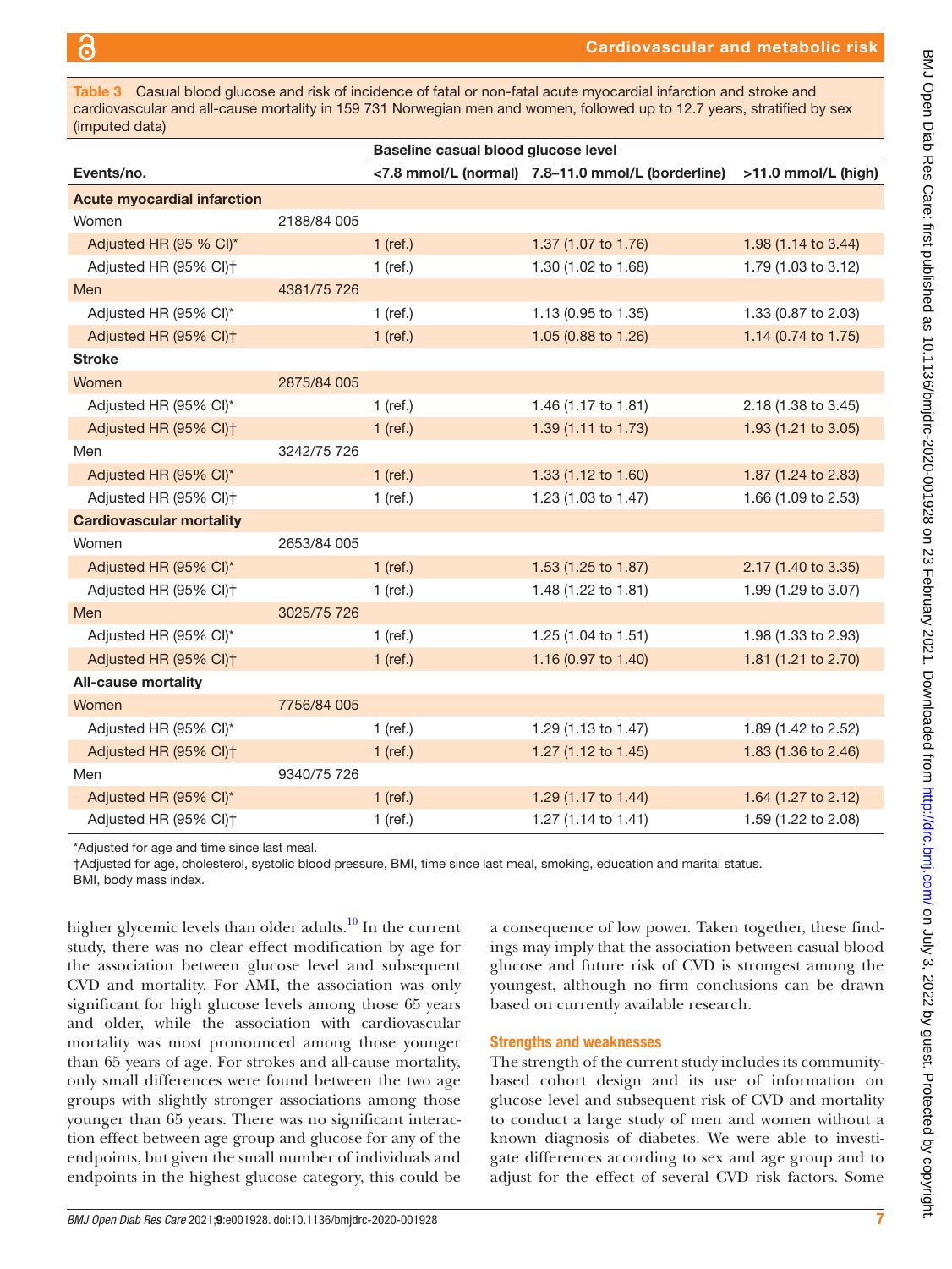**Table 3** Casual blood glucose and risk of incidence of fatal or non-fatal acute myocardial infarction and stroke and cardiovascular and all-cause mortality in 159 731 Norwegian men and women, followed up to 12.7 years, stratified by sex (imputed data)

| | | Baseline casual blood glucose level | | |
|---|---|---|---|---|
| **Events/no.** | | **<7.8 mmol/L (normal)** | **7.8–11.0 mmol/L (borderline)** | **>11.0 mmol/L (high)** |
| **Acute myocardial infarction** | | | | |
| Women | 2188/84 005 | | | |
| Adjusted HR (95 % CI)* | | 1 (ref.) | 1.37 (1.07 to 1.76) | 1.98 (1.14 to 3.44) |
| Adjusted HR (95% CI)† | | 1 (ref.) | 1.30 (1.02 to 1.68) | 1.79 (1.03 to 3.12) |
| Men | 4381/75 726 | | | |
| Adjusted HR (95% CI)* | | 1 (ref.) | 1.13 (0.95 to 1.35) | 1.33 (0.87 to 2.03) |
| Adjusted HR (95% CI)† | | 1 (ref.) | 1.05 (0.88 to 1.26) | 1.14 (0.74 to 1.75) |
| **Stroke** | | | | |
| Women | 2875/84 005 | | | |
| Adjusted HR (95% CI)* | | 1 (ref.) | 1.46 (1.17 to 1.81) | 2.18 (1.38 to 3.45) |
| Adjusted HR (95% CI)† | | 1 (ref.) | 1.39 (1.11 to 1.73) | 1.93 (1.21 to 3.05) |
| Men | 3242/75 726 | | | |
| Adjusted HR (95% CI)* | | 1 (ref.) | 1.33 (1.12 to 1.60) | 1.87 (1.24 to 2.83) |
| Adjusted HR (95% CI)† | | 1 (ref.) | 1.23 (1.03 to 1.47) | 1.66 (1.09 to 2.53) |
| **Cardiovascular mortality** | | | | |
| Women | 2653/84 005 | | | |
| Adjusted HR (95% CI)* | | 1 (ref.) | 1.53 (1.25 to 1.87) | 2.17 (1.40 to 3.35) |
| Adjusted HR (95% CI)† | | 1 (ref.) | 1.48 (1.22 to 1.81) | 1.99 (1.29 to 3.07) |
| Men | 3025/75 726 | | | |
| Adjusted HR (95% CI)* | | 1 (ref.) | 1.25 (1.04 to 1.51) | 1.98 (1.33 to 2.93) |
| Adjusted HR (95% CI)† | | 1 (ref.) | 1.16 (0.97 to 1.40) | 1.81 (1.21 to 2.70) |
| **All-cause mortality** | | | | |
| Women | 7756/84 005 | | | |
| Adjusted HR (95% CI)* | | 1 (ref.) | 1.29 (1.13 to 1.47) | 1.89 (1.42 to 2.52) |
| Adjusted HR (95% CI)† | | 1 (ref.) | 1.27 (1.12 to 1.45) | 1.83 (1.36 to 2.46) |
| Men | 9340/75 726 | | | |
| Adjusted HR (95% CI)* | | 1 (ref.) | 1.29 (1.17 to 1.44) | 1.64 (1.27 to 2.12) |
| Adjusted HR (95% CI)† | | 1 (ref.) | 1.27 (1.14 to 1.41) | 1.59 (1.22 to 2.08) |

*Adjusted for age and time since last meal.
†Adjusted for age, cholesterol, systolic blood pressure, BMI, time since last meal, smoking, education and marital status.
BMI, body mass index.

higher glycemic levels than older adults.[10] In the current study, there was no clear effect modification by age for the association between glucose level and subsequent CVD and mortality. For AMI, the association was only significant for high glucose levels among those 65 years and older, while the association with cardiovascular mortality was most pronounced among those younger than 65 years of age. For strokes and all-cause mortality, only small differences were found between the two age groups with slightly stronger associations among those younger than 65 years. There was no significant interaction effect between age group and glucose for any of the endpoints, but given the small number of individuals and endpoints in the highest glucose category, this could be a consequence of low power. Taken together, these findings may imply that the association between casual blood glucose and future risk of CVD is strongest among the youngest, although no firm conclusions can be drawn based on currently available research.

## Strengths and weaknesses

The strength of the current study includes its community-based cohort design and its use of information on glucose level and subsequent risk of CVD and mortality to conduct a large study of men and women without a known diagnosis of diabetes. We were able to investigate differences according to sex and age group and to adjust for the effect of several CVD risk factors. Some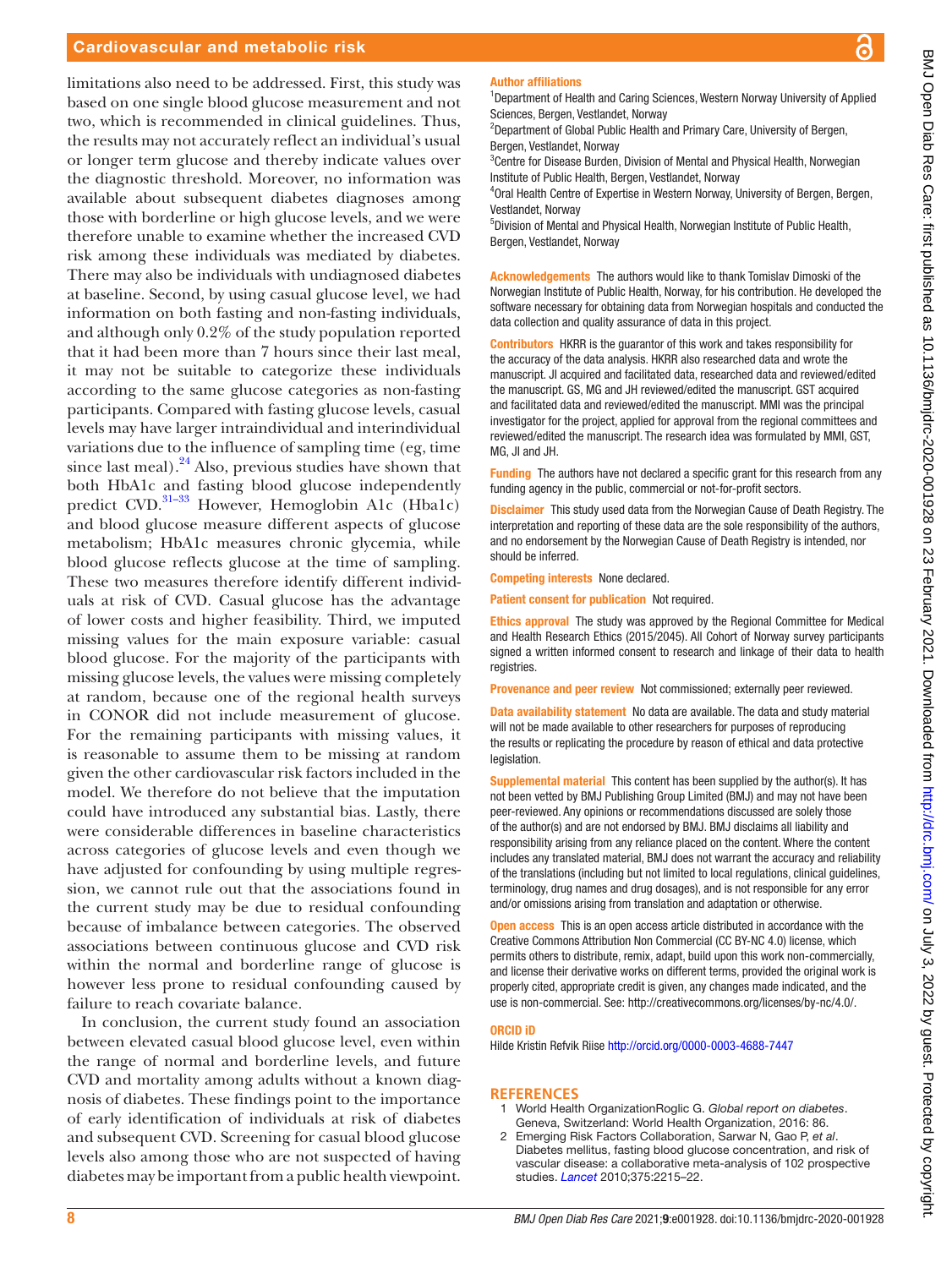limitations also need to be addressed. First, this study was based on one single blood glucose measurement and not two, which is recommended in clinical guidelines. Thus, the results may not accurately reflect an individual's usual or longer term glucose and thereby indicate values over the diagnostic threshold. Moreover, no information was available about subsequent diabetes diagnoses among those with borderline or high glucose levels, and we were therefore unable to examine whether the increased CVD risk among these individuals was mediated by diabetes. There may also be individuals with undiagnosed diabetes at baseline. Second, by using casual glucose level, we had information on both fasting and non-fasting individuals, and although only 0.2% of the study population reported that it had been more than 7 hours since their last meal, it may not be suitable to categorize these individuals according to the same glucose categories as non-fasting participants. Compared with fasting glucose levels, casual levels may have larger intraindividual and interindividual variations due to the influence of sampling time (eg, time since last meal).[24] Also, previous studies have shown that both HbA1c and fasting blood glucose independently predict CVD.[31–33] However, Hemoglobin A1c (Hba1c) and blood glucose measure different aspects of glucose metabolism; HbA1c measures chronic glycemia, while blood glucose reflects glucose at the time of sampling. These two measures therefore identify different individuals at risk of CVD. Casual glucose has the advantage of lower costs and higher feasibility. Third, we imputed missing values for the main exposure variable: casual blood glucose. For the majority of the participants with missing glucose levels, the values were missing completely at random, because one of the regional health surveys in CONOR did not include measurement of glucose. For the remaining participants with missing values, it is reasonable to assume them to be missing at random given the other cardiovascular risk factors included in the model. We therefore do not believe that the imputation could have introduced any substantial bias. Lastly, there were considerable differences in baseline characteristics across categories of glucose levels and even though we have adjusted for confounding by using multiple regression, we cannot rule out that the associations found in the current study may be due to residual confounding because of imbalance between categories. The observed associations between continuous glucose and CVD risk within the normal and borderline range of glucose is however less prone to residual confounding caused by failure to reach covariate balance.

In conclusion, the current study found an association between elevated casual blood glucose level, even within the range of normal and borderline levels, and future CVD and mortality among adults without a known diagnosis of diabetes. These findings point to the importance of early identification of individuals at risk of diabetes and subsequent CVD. Screening for casual blood glucose levels also among those who are not suspected of having diabetes may be important from a public health viewpoint.

**Author affiliations**

[1]Department of Health and Caring Sciences, Western Norway University of Applied Sciences, Bergen, Vestlandet, Norway
[2]Department of Global Public Health and Primary Care, University of Bergen, Bergen, Vestlandet, Norway
[3]Centre for Disease Burden, Division of Mental and Physical Health, Norwegian Institute of Public Health, Bergen, Vestlandet, Norway
[4]Oral Health Centre of Expertise in Western Norway, University of Bergen, Bergen, Vestlandet, Norway
[5]Division of Mental and Physical Health, Norwegian Institute of Public Health, Bergen, Vestlandet, Norway

**Acknowledgements** The authors would like to thank Tomislav Dimoski of the Norwegian Institute of Public Health, Norway, for his contribution. He developed the software necessary for obtaining data from Norwegian hospitals and conducted the data collection and quality assurance of data in this project.

**Contributors** HKRR is the guarantor of this work and takes responsibility for the accuracy of the data analysis. HKRR also researched data and wrote the manuscript. JI acquired and facilitated data, researched data and reviewed/edited the manuscript. GS, MG and JH reviewed/edited the manuscript. GST acquired and facilitated data and reviewed/edited the manuscript. MMI was the principal investigator for the project, applied for approval from the regional committees and reviewed/edited the manuscript. The research idea was formulated by MMI, GST, MG, JI and JH.

**Funding** The authors have not declared a specific grant for this research from any funding agency in the public, commercial or not-for-profit sectors.

**Disclaimer** This study used data from the Norwegian Cause of Death Registry. The interpretation and reporting of these data are the sole responsibility of the authors, and no endorsement by the Norwegian Cause of Death Registry is intended, nor should be inferred.

**Competing interests** None declared.

**Patient consent for publication** Not required.

**Ethics approval** The study was approved by the Regional Committee for Medical and Health Research Ethics (2015/2045). All Cohort of Norway survey participants signed a written informed consent to research and linkage of their data to health registries.

**Provenance and peer review** Not commissioned; externally peer reviewed.

**Data availability statement** No data are available. The data and study material will not be made available to other researchers for purposes of reproducing the results or replicating the procedure by reason of ethical and data protective legislation.

**Supplemental material** This content has been supplied by the author(s). It has not been vetted by BMJ Publishing Group Limited (BMJ) and may not have been peer-reviewed. Any opinions or recommendations discussed are solely those of the author(s) and are not endorsed by BMJ. BMJ disclaims all liability and responsibility arising from any reliance placed on the content. Where the content includes any translated material, BMJ does not warrant the accuracy and reliability of the translations (including but not limited to local regulations, clinical guidelines, terminology, drug names and drug dosages), and is not responsible for any error and/or omissions arising from translation and adaptation or otherwise.

**Open access** This is an open access article distributed in accordance with the Creative Commons Attribution Non Commercial (CC BY-NC 4.0) license, which permits others to distribute, remix, adapt, build upon this work non-commercially, and license their derivative works on different terms, provided the original work is properly cited, appropriate credit is given, any changes made indicated, and the use is non-commercial. See: http://creativecommons.org/licenses/by-nc/4.0/.

**ORCID iD**

Hilde Kristin Refvik Riise http://orcid.org/0000-0003-4688-7447

## REFERENCES

1. World Health OrganizationRoglic G. *Global report on diabetes*. Geneva, Switzerland: World Health Organization, 2016: 86.
2. Emerging Risk Factors Collaboration, Sarwar N, Gao P, *et al*. Diabetes mellitus, fasting blood glucose concentration, and risk of vascular disease: a collaborative meta-analysis of 102 prospective studies. *Lancet* 2010;375:2215–22.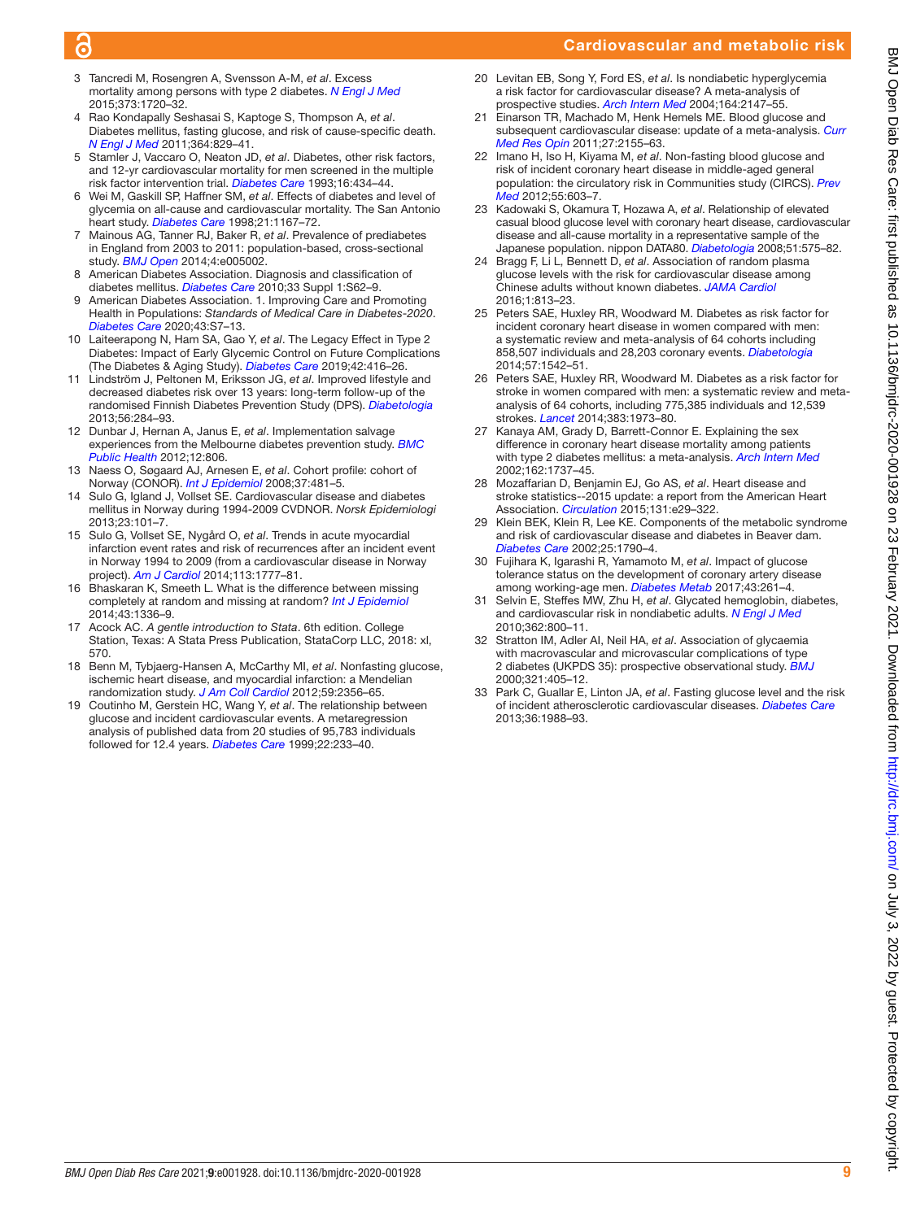3. Tancredi M, Rosengren A, Svensson A-M, *et al*. Excess mortality among persons with type 2 diabetes. *N Engl J Med* 2015;373:1720–32.
4. Rao Kondapally Seshasai S, Kaptoge S, Thompson A, *et al*. Diabetes mellitus, fasting glucose, and risk of cause-specific death. *N Engl J Med* 2011;364:829–41.
5. Stamler J, Vaccaro O, Neaton JD, *et al*. Diabetes, other risk factors, and 12-yr cardiovascular mortality for men screened in the multiple risk factor intervention trial. *Diabetes Care* 1993;16:434–44.
6. Wei M, Gaskill SP, Haffner SM, *et al*. Effects of diabetes and level of glycemia on all-cause and cardiovascular mortality. The San Antonio heart study. *Diabetes Care* 1998;21:1167–72.
7. Mainous AG, Tanner RJ, Baker R, *et al*. Prevalence of prediabetes in England from 2003 to 2011: population-based, cross-sectional study. *BMJ Open* 2014;4:e005002.
8. American Diabetes Association. Diagnosis and classification of diabetes mellitus. *Diabetes Care* 2010;33 Suppl 1:S62–9.
9. American Diabetes Association. 1. Improving Care and Promoting Health in Populations: *Standards of Medical Care in Diabetes-2020*. *Diabetes Care* 2020;43:S7–13.
10. Laiteerapong N, Ham SA, Gao Y, *et al*. The Legacy Effect in Type 2 Diabetes: Impact of Early Glycemic Control on Future Complications (The Diabetes & Aging Study). *Diabetes Care* 2019;42:416–26.
11. Lindström J, Peltonen M, Eriksson JG, *et al*. Improved lifestyle and decreased diabetes risk over 13 years: long-term follow-up of the randomised Finnish Diabetes Prevention Study (DPS). *Diabetologia* 2013;56:284–93.
12. Dunbar J, Hernan A, Janus E, *et al*. Implementation salvage experiences from the Melbourne diabetes prevention study. *BMC Public Health* 2012;12:806.
13. Naess O, Søgaard AJ, Arnesen E, *et al*. Cohort profile: cohort of Norway (CONOR). *Int J Epidemiol* 2008;37:481–5.
14. Sulo G, Igland J, Vollset SE. Cardiovascular disease and diabetes mellitus in Norway during 1994-2009 CVDNOR. *Norsk Epidemiologi* 2013;23:101–7.
15. Sulo G, Vollset SE, Nygård O, *et al*. Trends in acute myocardial infarction event rates and risk of recurrences after an incident event in Norway 1994 to 2009 (from a cardiovascular disease in Norway project). *Am J Cardiol* 2014;113:1777–81.
16. Bhaskaran K, Smeeth L. What is the difference between missing completely at random and missing at random? *Int J Epidemiol* 2014;43:1336–9.
17. Acock AC. *A gentle introduction to Stata*. 6th edition. College Station, Texas: A Stata Press Publication, StataCorp LLC, 2018: xl, 570.
18. Benn M, Tybjaerg-Hansen A, McCarthy MI, *et al*. Nonfasting glucose, ischemic heart disease, and myocardial infarction: a Mendelian randomization study. *J Am Coll Cardiol* 2012;59:2356–65.
19. Coutinho M, Gerstein HC, Wang Y, *et al*. The relationship between glucose and incident cardiovascular events. A metaregression analysis of published data from 20 studies of 95,783 individuals followed for 12.4 years. *Diabetes Care* 1999;22:233–40.
20. Levitan EB, Song Y, Ford ES, *et al*. Is nondiabetic hyperglycemia a risk factor for cardiovascular disease? A meta-analysis of prospective studies. *Arch Intern Med* 2004;164:2147–55.
21. Einarson TR, Machado M, Henk Hemels ME. Blood glucose and subsequent cardiovascular disease: update of a meta-analysis. *Curr Med Res Opin* 2011;27:2155–63.
22. Imano H, Iso H, Kiyama M, *et al*. Non-fasting blood glucose and risk of incident coronary heart disease in middle-aged general population: the circulatory risk in Communities study (CIRCS). *Prev Med* 2012;55:603–7.
23. Kadowaki S, Okamura T, Hozawa A, *et al*. Relationship of elevated casual blood glucose level with coronary heart disease, cardiovascular disease and all-cause mortality in a representative sample of the Japanese population. nippon DATA80. *Diabetologia* 2008;51:575–82.
24. Bragg F, Li L, Bennett D, *et al*. Association of random plasma glucose levels with the risk for cardiovascular disease among Chinese adults without known diabetes. *JAMA Cardiol* 2016;1:813–23.
25. Peters SAE, Huxley RR, Woodward M. Diabetes as risk factor for incident coronary heart disease in women compared with men: a systematic review and meta-analysis of 64 cohorts including 858,507 individuals and 28,203 coronary events. *Diabetologia* 2014;57:1542–51.
26. Peters SAE, Huxley RR, Woodward M. Diabetes as a risk factor for stroke in women compared with men: a systematic review and meta-analysis of 64 cohorts, including 775,385 individuals and 12,539 strokes. *Lancet* 2014;383:1973–80.
27. Kanaya AM, Grady D, Barrett-Connor E. Explaining the sex difference in coronary heart disease mortality among patients with type 2 diabetes mellitus: a meta-analysis. *Arch Intern Med* 2002;162:1737–45.
28. Mozaffarian D, Benjamin EJ, Go AS, *et al*. Heart disease and stroke statistics--2015 update: a report from the American Heart Association. *Circulation* 2015;131:e29–322.
29. Klein BEK, Klein R, Lee KE. Components of the metabolic syndrome and risk of cardiovascular disease and diabetes in Beaver dam. *Diabetes Care* 2002;25:1790–4.
30. Fujihara K, Igarashi R, Yamamoto M, *et al*. Impact of glucose tolerance status on the development of coronary artery disease among working-age men. *Diabetes Metab* 2017;43:261–4.
31. Selvin E, Steffes MW, Zhu H, *et al*. Glycated hemoglobin, diabetes, and cardiovascular risk in nondiabetic adults. *N Engl J Med* 2010;362:800–11.
32. Stratton IM, Adler AI, Neil HA, *et al*. Association of glycaemia with macrovascular and microvascular complications of type 2 diabetes (UKPDS 35): prospective observational study. *BMJ* 2000;321:405–12.
33. Park C, Guallar E, Linton JA, *et al*. Fasting glucose level and the risk of incident atherosclerotic cardiovascular diseases. *Diabetes Care* 2013;36:1988–93.